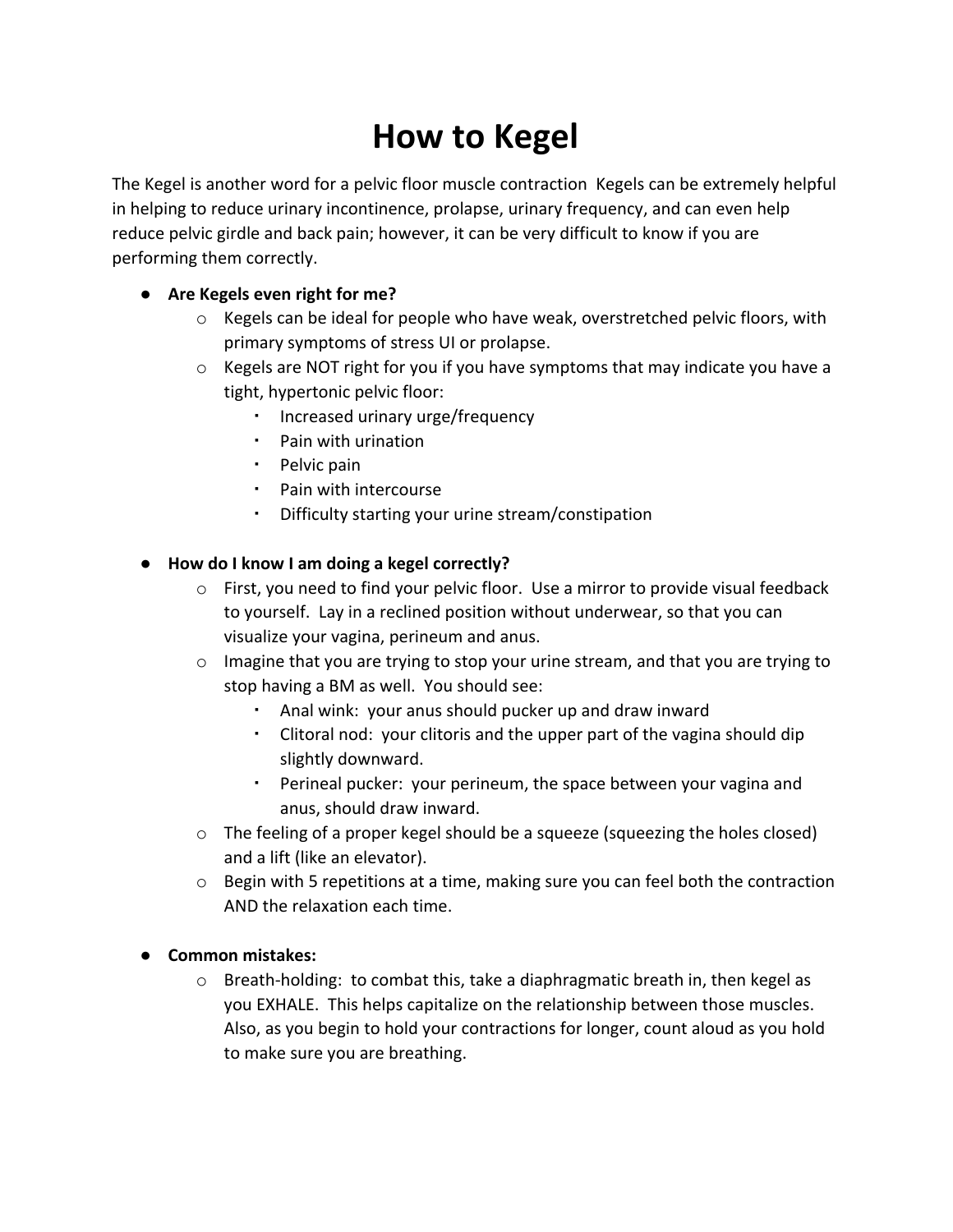# How to Kegel

The Kegel is another word for a pelvic floor muscle contraction  Kegels can be extremely helpful in helping to reduce urinary incontinence, prolapse, urinary frequency, and can even help reduce pelvic girdle and back pain; however, it can be very difficult to know if you are performing them correctly.

- **Are Kegels even right for me?**
  - Kegels can be ideal for people who have weak, overstretched pelvic floors, with primary symptoms of stress UI or prolapse.
  - Kegels are NOT right for you if you have symptoms that may indicate you have a tight, hypertonic pelvic floor:
    - Increased urinary urge/frequency
    - Pain with urination
    - Pelvic pain
    - Pain with intercourse
    - Difficulty starting your urine stream/constipation

- **How do I know I am doing a kegel correctly?**
  - First, you need to find your pelvic floor.  Use a mirror to provide visual feedback to yourself.  Lay in a reclined position without underwear, so that you can visualize your vagina, perineum and anus.
  - Imagine that you are trying to stop your urine stream, and that you are trying to stop having a BM as well.  You should see:
    - Anal wink:  your anus should pucker up and draw inward
    - Clitoral nod:  your clitoris and the upper part of the vagina should dip slightly downward.
    - Perineal pucker:  your perineum, the space between your vagina and anus, should draw inward.
  - The feeling of a proper kegel should be a squeeze (squeezing the holes closed) and a lift (like an elevator).
  - Begin with 5 repetitions at a time, making sure you can feel both the contraction AND the relaxation each time.

- **Common mistakes:**
  - Breath-holding:  to combat this, take a diaphragmatic breath in, then kegel as you EXHALE.  This helps capitalize on the relationship between those muscles.  Also, as you begin to hold your contractions for longer, count aloud as you hold to make sure you are breathing.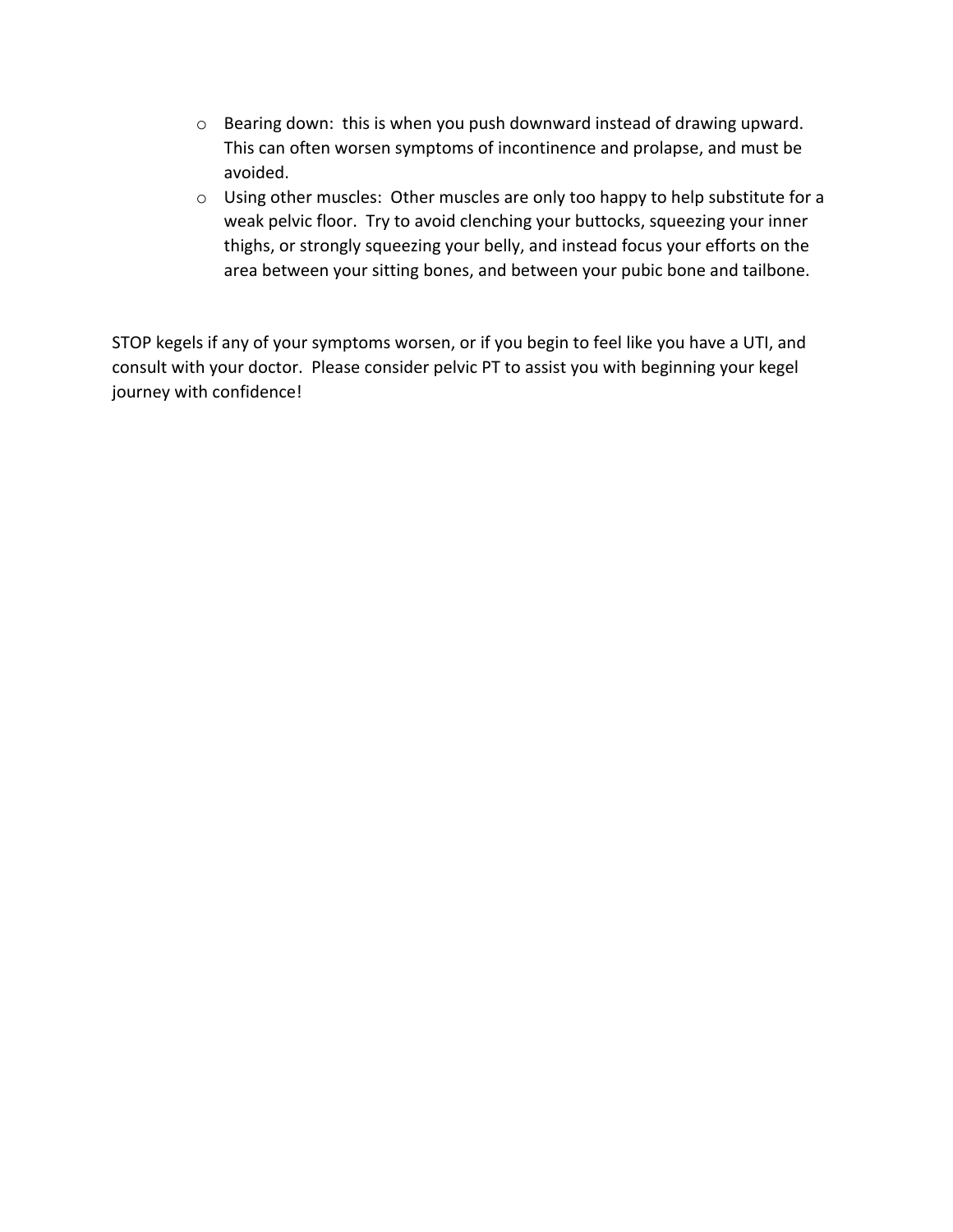- Bearing down: this is when you push downward instead of drawing upward. This can often worsen symptoms of incontinence and prolapse, and must be avoided.
- Using other muscles: Other muscles are only too happy to help substitute for a weak pelvic floor. Try to avoid clenching your buttocks, squeezing your inner thighs, or strongly squeezing your belly, and instead focus your efforts on the area between your sitting bones, and between your pubic bone and tailbone.

STOP kegels if any of your symptoms worsen, or if you begin to feel like you have a UTI, and consult with your doctor. Please consider pelvic PT to assist you with beginning your kegel journey with confidence!